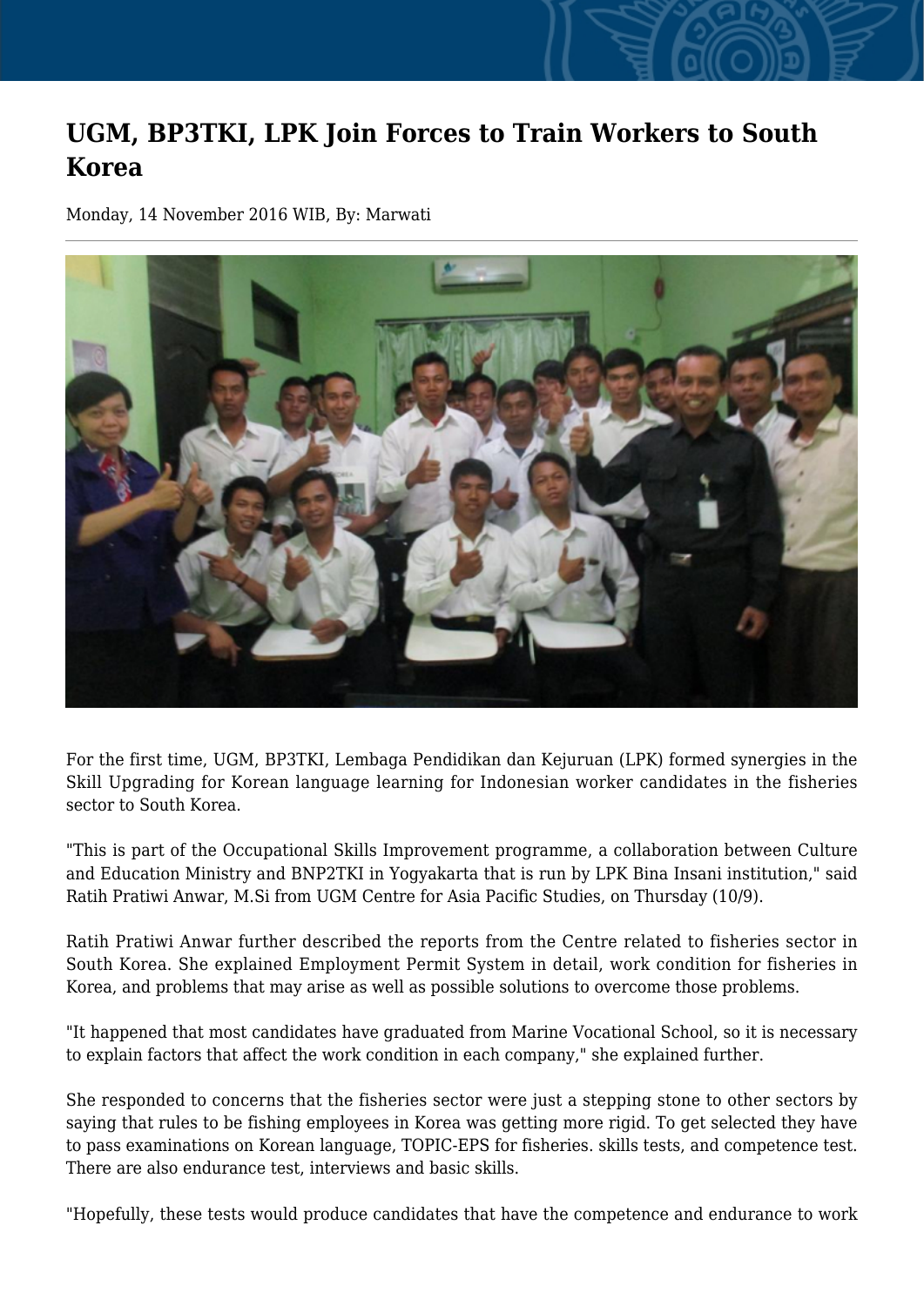# UGM, BP3TKI, LPK Join Forces to Train Workers to South Korea

Monday, 14 November 2016 WIB, By: Marwati

For the first time, UGM, BP3TKI, Lembaga Pendidikan dan Kejuruan (LPK) formed synergies in the Skill Upgrading for Korean language learning for Indonesian worker candidates in the fisheries sector to South Korea.

"This is part of the Occupational Skills Improvement programme, a collaboration between Culture and Education Ministry and BNP2TKI in Yogyakarta that is run by LPK Bina Insani institution," said Ratih Pratiwi Anwar, M.Si from UGM Centre for Asia Pacific Studies, on Thursday (10/9).

Ratih Pratiwi Anwar further described the reports from the Centre related to fisheries sector in South Korea. She explained Employment Permit System in detail, work condition for fisheries in Korea, and problems that may arise as well as possible solutions to overcome those problems.

"It happened that most candidates have graduated from Marine Vocational School, so it is necessary to explain factors that affect the work condition in each company," she explained further.

She responded to concerns that the fisheries sector were just a stepping stone to other sectors by saying that rules to be fishing employees in Korea was getting more rigid. To get selected they have to pass examinations on Korean language, TOPIC-EPS for fisheries. skills tests, and competence test. There are also endurance test, interviews and basic skills.

"Hopefully, these tests would produce candidates that have the competence and endurance to work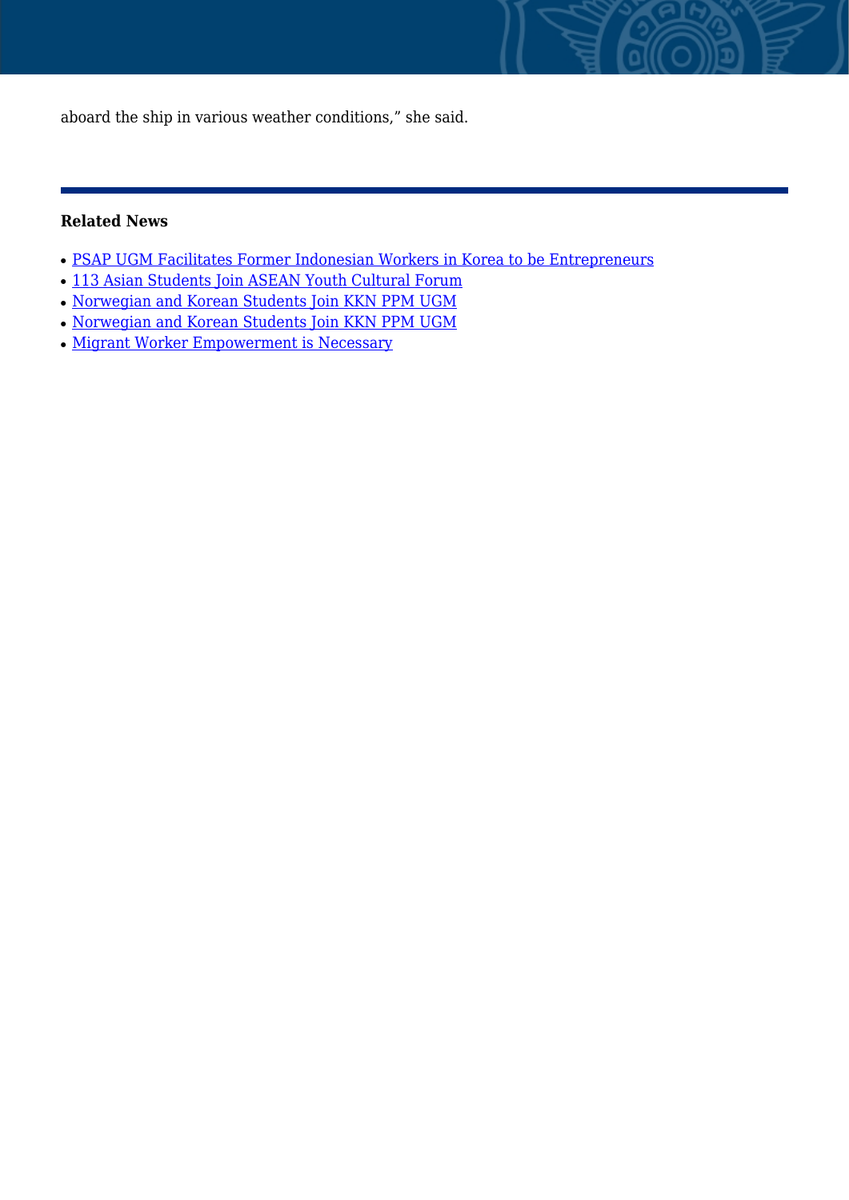aboard the ship in various weather conditions," she said.

---

**Related News**

- PSAP UGM Facilitates Former Indonesian Workers in Korea to be Entrepreneurs
- 113 Asian Students Join ASEAN Youth Cultural Forum
- Norwegian and Korean Students Join KKN PPM UGM
- Norwegian and Korean Students Join KKN PPM UGM
- Migrant Worker Empowerment is Necessary